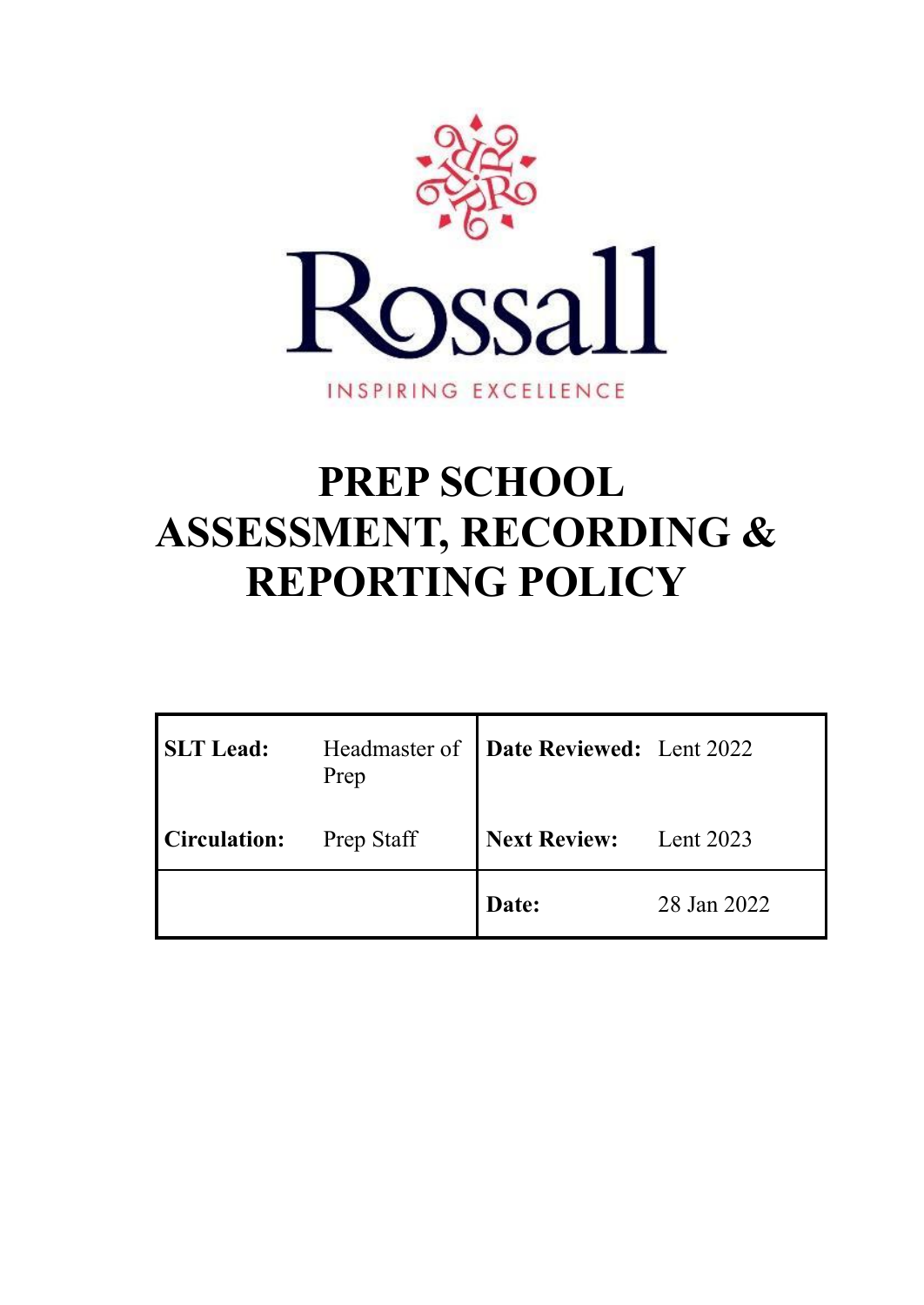Rossall

INSPIRING EXCELLENCE

# PREP SCHOOL ASSESSMENT, RECORDING & REPORTING POLICY

| | | | |
|---|---|---|---|
| **SLT Lead:** | Headmaster of Prep | **Date Reviewed:** | Lent 2022 |
| **Circulation:** | Prep Staff | **Next Review:** | Lent 2023 |
| | | **Date:** | 28 Jan 2022 |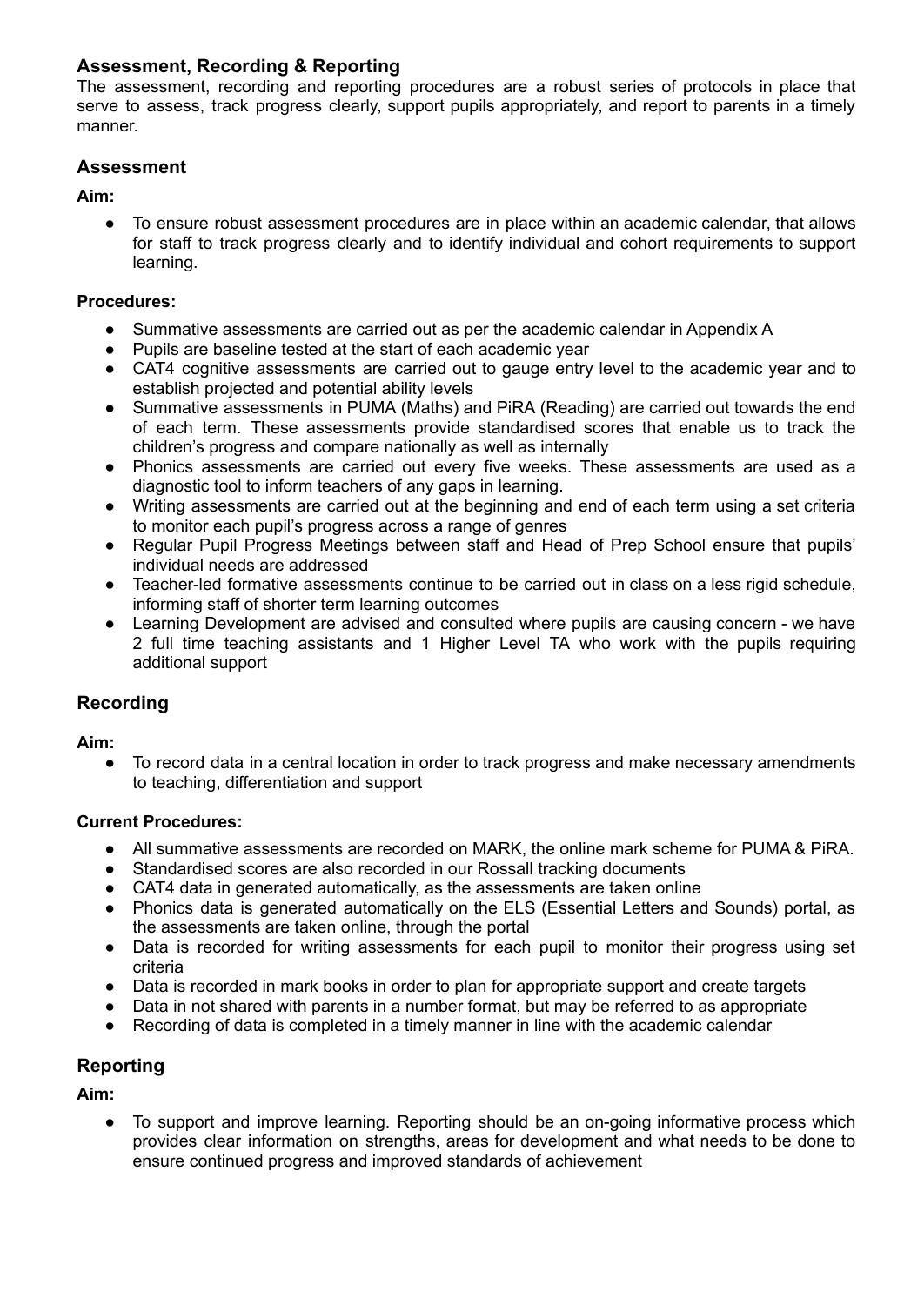## Assessment, Recording & Reporting

The assessment, recording and reporting procedures are a robust series of protocols in place that serve to assess, track progress clearly, support pupils appropriately, and report to parents in a timely manner.

### Assessment

**Aim:**

- To ensure robust assessment procedures are in place within an academic calendar, that allows for staff to track progress clearly and to identify individual and cohort requirements to support learning.

**Procedures:**

- Summative assessments are carried out as per the academic calendar in Appendix A
- Pupils are baseline tested at the start of each academic year
- CAT4 cognitive assessments are carried out to gauge entry level to the academic year and to establish projected and potential ability levels
- Summative assessments in PUMA (Maths) and PiRA (Reading) are carried out towards the end of each term. These assessments provide standardised scores that enable us to track the children's progress and compare nationally as well as internally
- Phonics assessments are carried out every five weeks. These assessments are used as a diagnostic tool to inform teachers of any gaps in learning.
- Writing assessments are carried out at the beginning and end of each term using a set criteria to monitor each pupil's progress across a range of genres
- Regular Pupil Progress Meetings between staff and Head of Prep School ensure that pupils' individual needs are addressed
- Teacher-led formative assessments continue to be carried out in class on a less rigid schedule, informing staff of shorter term learning outcomes
- Learning Development are advised and consulted where pupils are causing concern - we have 2 full time teaching assistants and 1 Higher Level TA who work with the pupils requiring additional support

### Recording

**Aim:**

- To record data in a central location in order to track progress and make necessary amendments to teaching, differentiation and support

**Current Procedures:**

- All summative assessments are recorded on MARK, the online mark scheme for PUMA & PiRA.
- Standardised scores are also recorded in our Rossall tracking documents
- CAT4 data in generated automatically, as the assessments are taken online
- Phonics data is generated automatically on the ELS (Essential Letters and Sounds) portal, as the assessments are taken online, through the portal
- Data is recorded for writing assessments for each pupil to monitor their progress using set criteria
- Data is recorded in mark books in order to plan for appropriate support and create targets
- Data in not shared with parents in a number format, but may be referred to as appropriate
- Recording of data is completed in a timely manner in line with the academic calendar

### Reporting

**Aim:**

- To support and improve learning. Reporting should be an on-going informative process which provides clear information on strengths, areas for development and what needs to be done to ensure continued progress and improved standards of achievement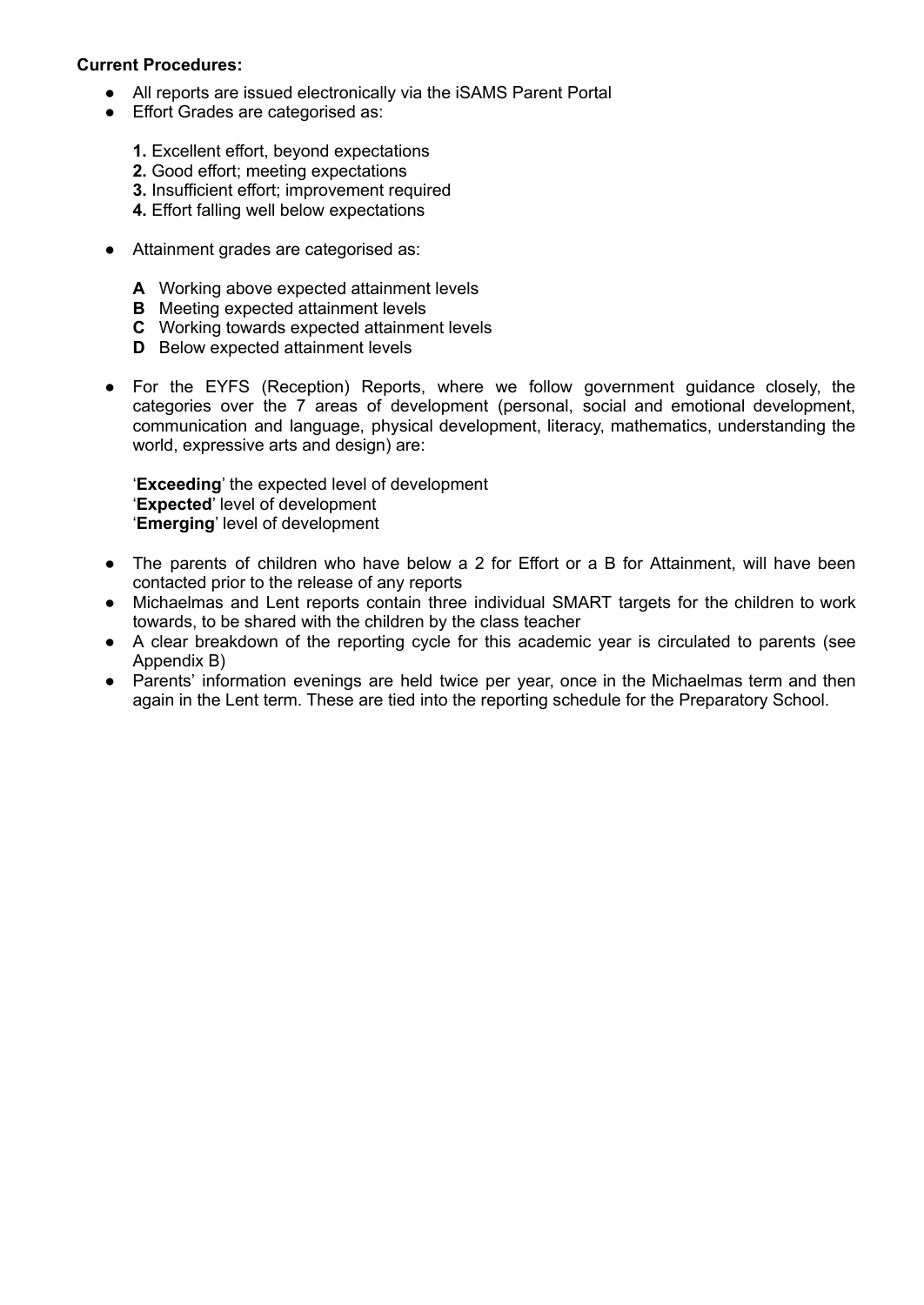**Current Procedures:**

- All reports are issued electronically via the iSAMS Parent Portal
- Effort Grades are categorised as:

  **1.** Excellent effort, beyond expectations
  **2.** Good effort; meeting expectations
  **3.** Insufficient effort; improvement required
  **4.** Effort falling well below expectations

- Attainment grades are categorised as:

  **A** Working above expected attainment levels
  **B** Meeting expected attainment levels
  **C** Working towards expected attainment levels
  **D** Below expected attainment levels

- For the EYFS (Reception) Reports, where we follow government guidance closely, the categories over the 7 areas of development (personal, social and emotional development, communication and language, physical development, literacy, mathematics, understanding the world, expressive arts and design) are:

  '**Exceeding**' the expected level of development
  '**Expected**' level of development
  '**Emerging**' level of development

- The parents of children who have below a 2 for Effort or a B for Attainment, will have been contacted prior to the release of any reports
- Michaelmas and Lent reports contain three individual SMART targets for the children to work towards, to be shared with the children by the class teacher
- A clear breakdown of the reporting cycle for this academic year is circulated to parents (see Appendix B)
- Parents' information evenings are held twice per year, once in the Michaelmas term and then again in the Lent term. These are tied into the reporting schedule for the Preparatory School.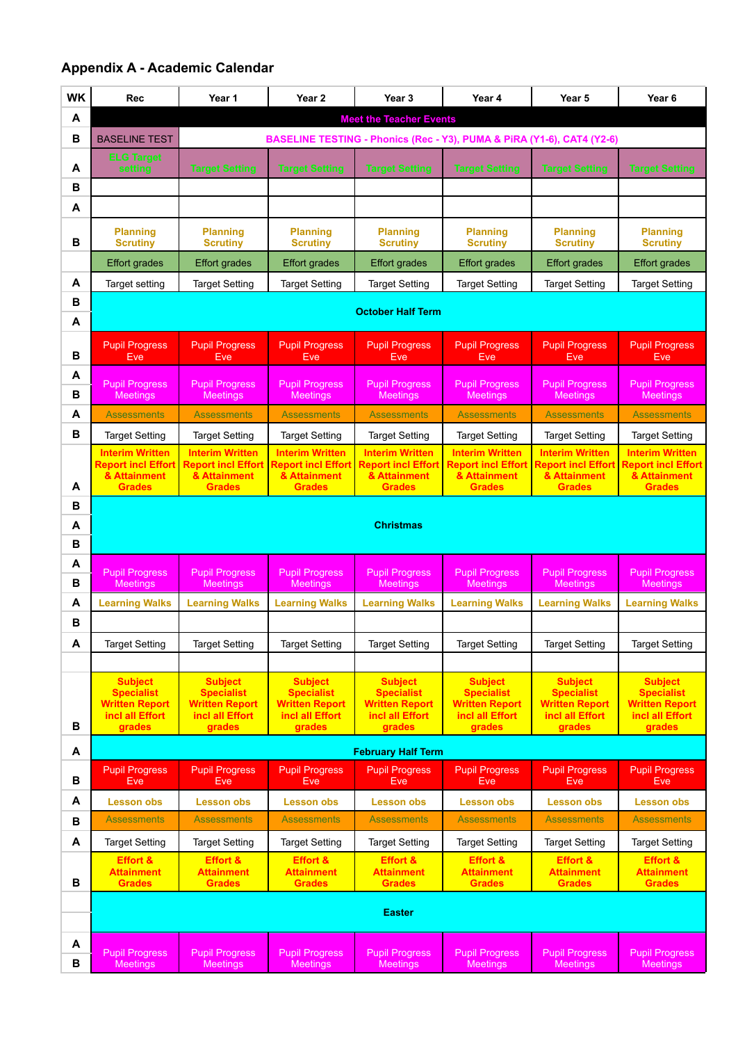# Appendix A - Academic Calendar

| WK | Rec | Year 1 | Year 2 | Year 3 | Year 4 | Year 5 | Year 6 |
|---|---|---|---|---|---|---|---|
| A | Meet the Teacher Events | | | | | | |
| B | BASELINE TEST | BASELINE TESTING - Phonics (Rec - Y3), PUMA & PiRA (Y1-6), CAT4 (Y2-6) | | | | | |
| A | ELG Target setting | Target Setting | Target Setting | Target Setting | Target Setting | Target Setting | Target Setting |
| B | | | | | | | |
| A | | | | | | | |
| B | Planning Scrutiny | Planning Scrutiny | Planning Scrutiny | Planning Scrutiny | Planning Scrutiny | Planning Scrutiny | Planning Scrutiny |
| | Effort grades | Effort grades | Effort grades | Effort grades | Effort grades | Effort grades | Effort grades |
| A | Target setting | Target Setting | Target Setting | Target Setting | Target Setting | Target Setting | Target Setting |
| B | October Half Term | | | | | | |
| A | | | | | | | |
| B | Pupil Progress Eve | Pupil Progress Eve | Pupil Progress Eve | Pupil Progress Eve | Pupil Progress Eve | Pupil Progress Eve | Pupil Progress Eve |
| A | Pupil Progress Meetings | Pupil Progress Meetings | Pupil Progress Meetings | Pupil Progress Meetings | Pupil Progress Meetings | Pupil Progress Meetings | Pupil Progress Meetings |
| B | | | | | | | |
| A | Assessments | Assessments | Assessments | Assessments | Assessments | Assessments | Assessments |
| B | Target Setting | Target Setting | Target Setting | Target Setting | Target Setting | Target Setting | Target Setting |
| A | Interim Written Report incl Effort & Attainment Grades | Interim Written Report incl Effort & Attainment Grades | Interim Written Report incl Effort & Attainment Grades | Interim Written Report incl Effort & Attainment Grades | Interim Written Report incl Effort & Attainment Grades | Interim Written Report incl Effort & Attainment Grades | Interim Written Report incl Effort & Attainment Grades |
| B | Christmas | | | | | | |
| A | | | | | | | |
| B | | | | | | | |
| A | Pupil Progress Meetings | Pupil Progress Meetings | Pupil Progress Meetings | Pupil Progress Meetings | Pupil Progress Meetings | Pupil Progress Meetings | Pupil Progress Meetings |
| B | | | | | | | |
| A | Learning Walks | Learning Walks | Learning Walks | Learning Walks | Learning Walks | Learning Walks | Learning Walks |
| B | | | | | | | |
| A | Target Setting | Target Setting | Target Setting | Target Setting | Target Setting | Target Setting | Target Setting |
| | | | | | | | |
| B | Subject Specialist Written Report incl all Effort grades | Subject Specialist Written Report incl all Effort grades | Subject Specialist Written Report incl all Effort grades | Subject Specialist Written Report incl all Effort grades | Subject Specialist Written Report incl all Effort grades | Subject Specialist Written Report incl all Effort grades | Subject Specialist Written Report incl all Effort grades |
| A | February Half Term | | | | | | |
| B | Pupil Progress Eve | Pupil Progress Eve | Pupil Progress Eve | Pupil Progress Eve | Pupil Progress Eve | Pupil Progress Eve | Pupil Progress Eve |
| A | Lesson obs | Lesson obs | Lesson obs | Lesson obs | Lesson obs | Lesson obs | Lesson obs |
| B | Assessments | Assessments | Assessments | Assessments | Assessments | Assessments | Assessments |
| A | Target Setting | Target Setting | Target Setting | Target Setting | Target Setting | Target Setting | Target Setting |
| B | Effort & Attainment Grades | Effort & Attainment Grades | Effort & Attainment Grades | Effort & Attainment Grades | Effort & Attainment Grades | Effort & Attainment Grades | Effort & Attainment Grades |
| | Easter | | | | | | |
| | | | | | | | |
| A | Pupil Progress Meetings | Pupil Progress Meetings | Pupil Progress Meetings | Pupil Progress Meetings | Pupil Progress Meetings | Pupil Progress Meetings | Pupil Progress Meetings |
| B | | | | | | | |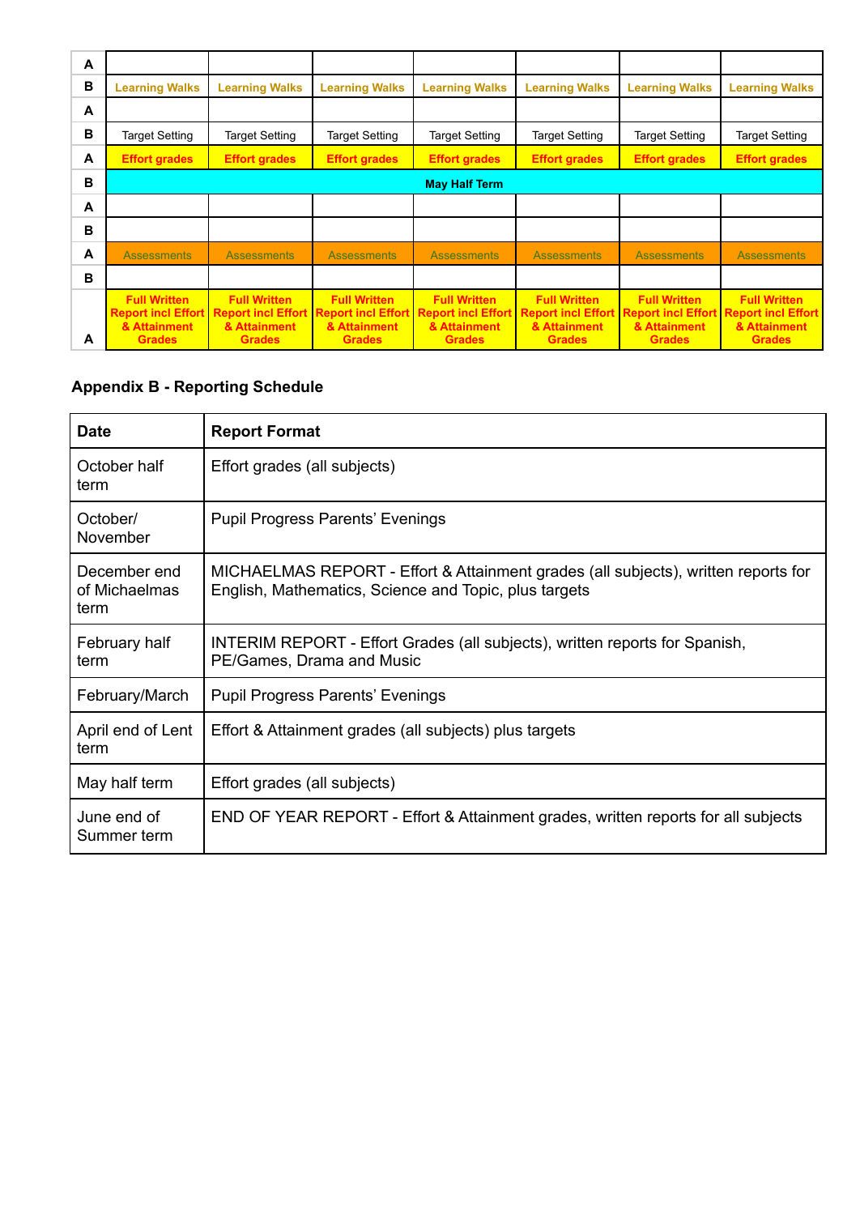| | | | | | | | |
|---|---|---|---|---|---|---|---|
| A | | | | | | | |
| B | Learning Walks | Learning Walks | Learning Walks | Learning Walks | Learning Walks | Learning Walks | Learning Walks |
| A | | | | | | | |
| B | Target Setting | Target Setting | Target Setting | Target Setting | Target Setting | Target Setting | Target Setting |
| A | Effort grades | Effort grades | Effort grades | Effort grades | Effort grades | Effort grades | Effort grades |
| B | May Half Term | | | | | | |
| A | | | | | | | |
| B | | | | | | | |
| A | Assessments | Assessments | Assessments | Assessments | Assessments | Assessments | Assessments |
| B | | | | | | | |
| A | Full Written Report incl Effort & Attainment Grades | Full Written Report incl Effort & Attainment Grades | Full Written Report incl Effort & Attainment Grades | Full Written Report incl Effort & Attainment Grades | Full Written Report incl Effort & Attainment Grades | Full Written Report incl Effort & Attainment Grades | Full Written Report incl Effort & Attainment Grades |

## Appendix B - Reporting Schedule

| Date | Report Format |
|---|---|
| October half term | Effort grades (all subjects) |
| October/ November | Pupil Progress Parents' Evenings |
| December end of Michaelmas term | MICHAELMAS REPORT - Effort & Attainment grades (all subjects), written reports for English, Mathematics, Science and Topic, plus targets |
| February half term | INTERIM REPORT - Effort Grades (all subjects), written reports for Spanish, PE/Games, Drama and Music |
| February/March | Pupil Progress Parents' Evenings |
| April end of Lent term | Effort & Attainment grades (all subjects) plus targets |
| May half term | Effort grades (all subjects) |
| June end of Summer term | END OF YEAR REPORT - Effort & Attainment grades, written reports for all subjects |